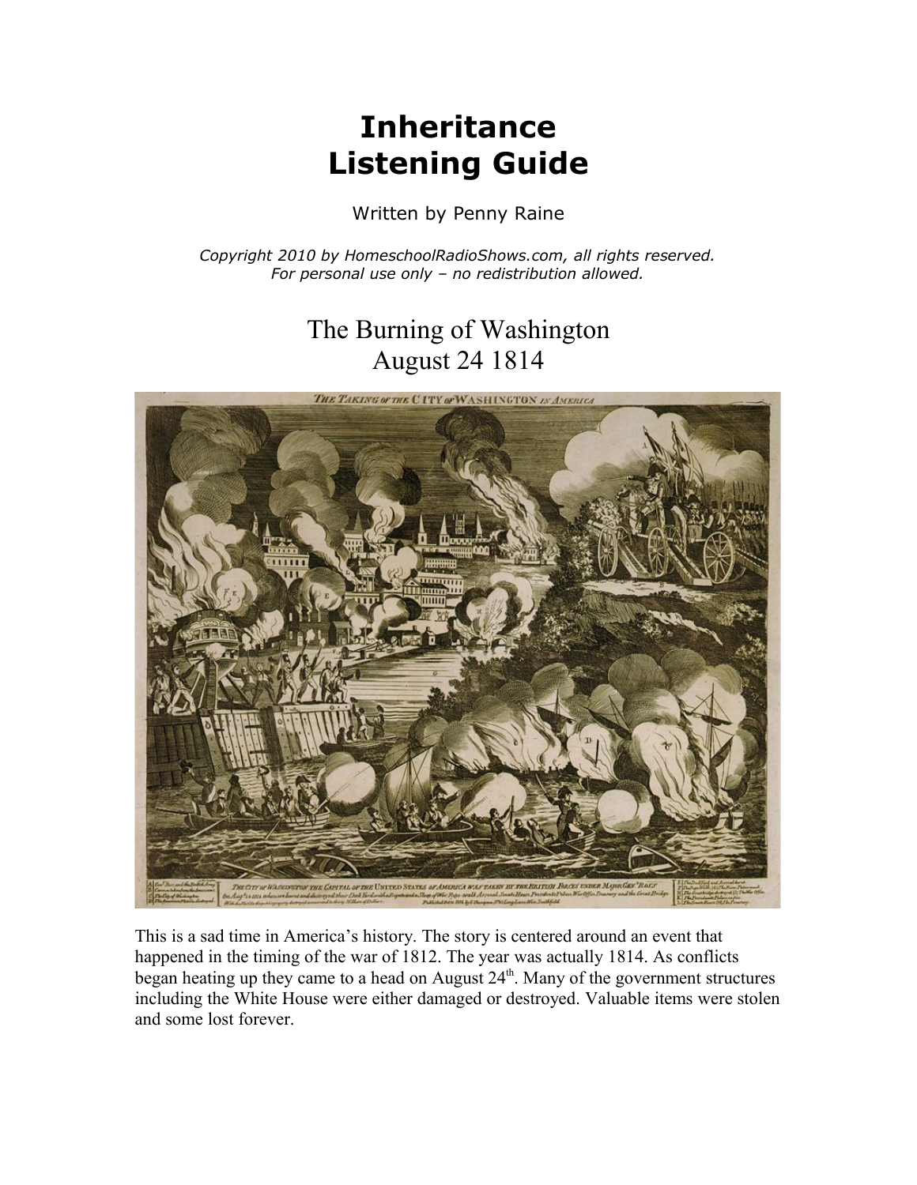# Inheritance Listening Guide

Written by Penny Raine

*Copyright 2010 by HomeschoolRadioShows.com, all rights reserved.*
*For personal use only – no redistribution allowed.*

## The Burning of Washington
## August 24 1814

This is a sad time in America's history. The story is centered around an event that happened in the timing of the war of 1812. The year was actually 1814. As conflicts began heating up they came to a head on August 24th. Many of the government structures including the White House were either damaged or destroyed. Valuable items were stolen and some lost forever.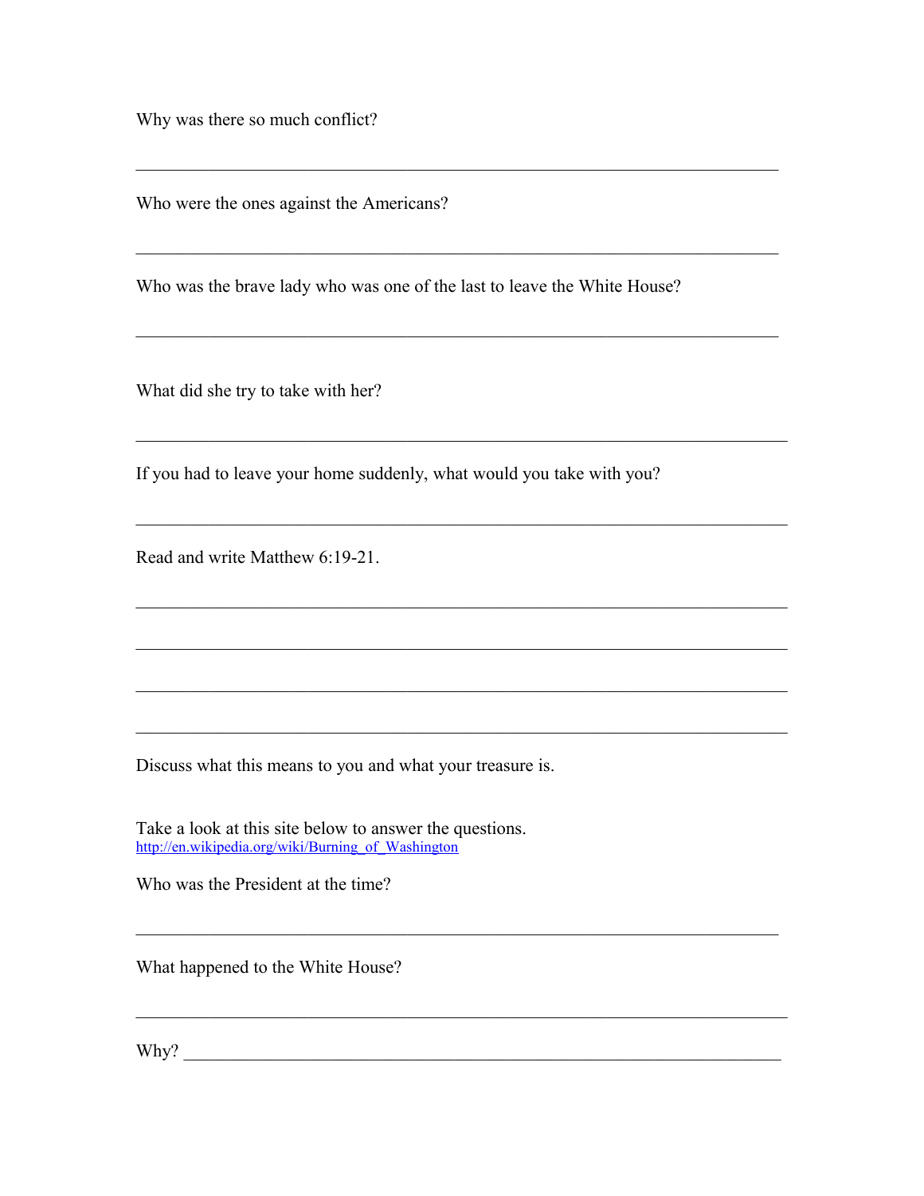Why was there so much conflict?

\_\_\_\_\_\_\_\_\_\_\_\_\_\_\_\_\_\_\_\_\_\_\_\_\_\_\_\_\_\_\_\_\_\_\_\_\_\_\_\_\_\_\_\_\_\_\_\_\_\_\_\_\_\_\_\_\_\_\_\_\_\_\_\_

Who were the ones against the Americans?

\_\_\_\_\_\_\_\_\_\_\_\_\_\_\_\_\_\_\_\_\_\_\_\_\_\_\_\_\_\_\_\_\_\_\_\_\_\_\_\_\_\_\_\_\_\_\_\_\_\_\_\_\_\_\_\_\_\_\_\_\_\_\_\_

Who was the brave lady who was one of the last to leave the White House?

\_\_\_\_\_\_\_\_\_\_\_\_\_\_\_\_\_\_\_\_\_\_\_\_\_\_\_\_\_\_\_\_\_\_\_\_\_\_\_\_\_\_\_\_\_\_\_\_\_\_\_\_\_\_\_\_\_\_\_\_\_\_\_\_

What did she try to take with her?

\_\_\_\_\_\_\_\_\_\_\_\_\_\_\_\_\_\_\_\_\_\_\_\_\_\_\_\_\_\_\_\_\_\_\_\_\_\_\_\_\_\_\_\_\_\_\_\_\_\_\_\_\_\_\_\_\_\_\_\_\_\_\_\_

If you had to leave your home suddenly, what would you take with you?

\_\_\_\_\_\_\_\_\_\_\_\_\_\_\_\_\_\_\_\_\_\_\_\_\_\_\_\_\_\_\_\_\_\_\_\_\_\_\_\_\_\_\_\_\_\_\_\_\_\_\_\_\_\_\_\_\_\_\_\_\_\_\_\_

Read and write Matthew 6:19-21.

\_\_\_\_\_\_\_\_\_\_\_\_\_\_\_\_\_\_\_\_\_\_\_\_\_\_\_\_\_\_\_\_\_\_\_\_\_\_\_\_\_\_\_\_\_\_\_\_\_\_\_\_\_\_\_\_\_\_\_\_\_\_\_\_

\_\_\_\_\_\_\_\_\_\_\_\_\_\_\_\_\_\_\_\_\_\_\_\_\_\_\_\_\_\_\_\_\_\_\_\_\_\_\_\_\_\_\_\_\_\_\_\_\_\_\_\_\_\_\_\_\_\_\_\_\_\_\_\_

\_\_\_\_\_\_\_\_\_\_\_\_\_\_\_\_\_\_\_\_\_\_\_\_\_\_\_\_\_\_\_\_\_\_\_\_\_\_\_\_\_\_\_\_\_\_\_\_\_\_\_\_\_\_\_\_\_\_\_\_\_\_\_\_

\_\_\_\_\_\_\_\_\_\_\_\_\_\_\_\_\_\_\_\_\_\_\_\_\_\_\_\_\_\_\_\_\_\_\_\_\_\_\_\_\_\_\_\_\_\_\_\_\_\_\_\_\_\_\_\_\_\_\_\_\_\_\_\_

Discuss what this means to you and what your treasure is.

Take a look at this site below to answer the questions.
http://en.wikipedia.org/wiki/Burning_of_Washington

Who was the President at the time?

\_\_\_\_\_\_\_\_\_\_\_\_\_\_\_\_\_\_\_\_\_\_\_\_\_\_\_\_\_\_\_\_\_\_\_\_\_\_\_\_\_\_\_\_\_\_\_\_\_\_\_\_\_\_\_\_\_\_\_\_\_\_\_\_

What happened to the White House?

\_\_\_\_\_\_\_\_\_\_\_\_\_\_\_\_\_\_\_\_\_\_\_\_\_\_\_\_\_\_\_\_\_\_\_\_\_\_\_\_\_\_\_\_\_\_\_\_\_\_\_\_\_\_\_\_\_\_\_\_\_\_\_\_

Why? \_\_\_\_\_\_\_\_\_\_\_\_\_\_\_\_\_\_\_\_\_\_\_\_\_\_\_\_\_\_\_\_\_\_\_\_\_\_\_\_\_\_\_\_\_\_\_\_\_\_\_\_\_\_\_\_\_\_\_\_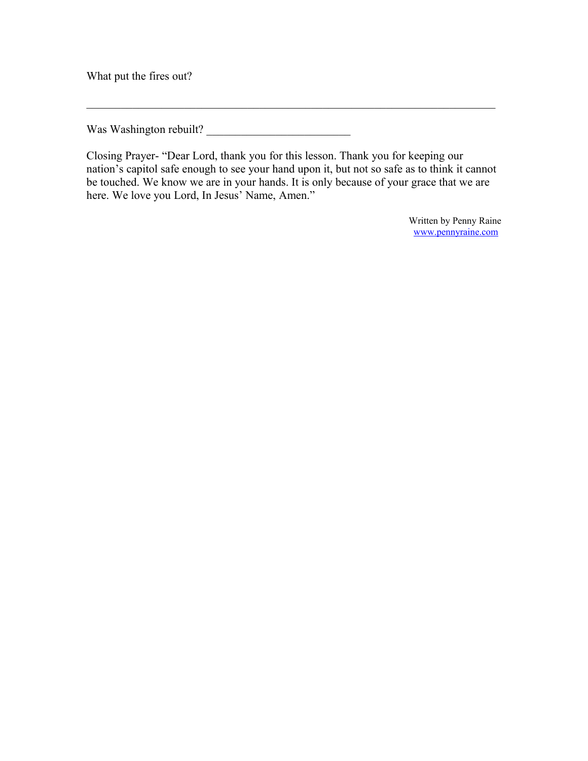What put the fires out?

___________________________________________________________________________

Was Washington rebuilt? __________________________

Closing Prayer- "Dear Lord, thank you for this lesson. Thank you for keeping our nation's capitol safe enough to see your hand upon it, but not so safe as to think it cannot be touched. We know we are in your hands. It is only because of your grace that we are here. We love you Lord, In Jesus' Name, Amen."

Written by Penny Raine
[www.pennyraine.com](http://www.pennyraine.com)